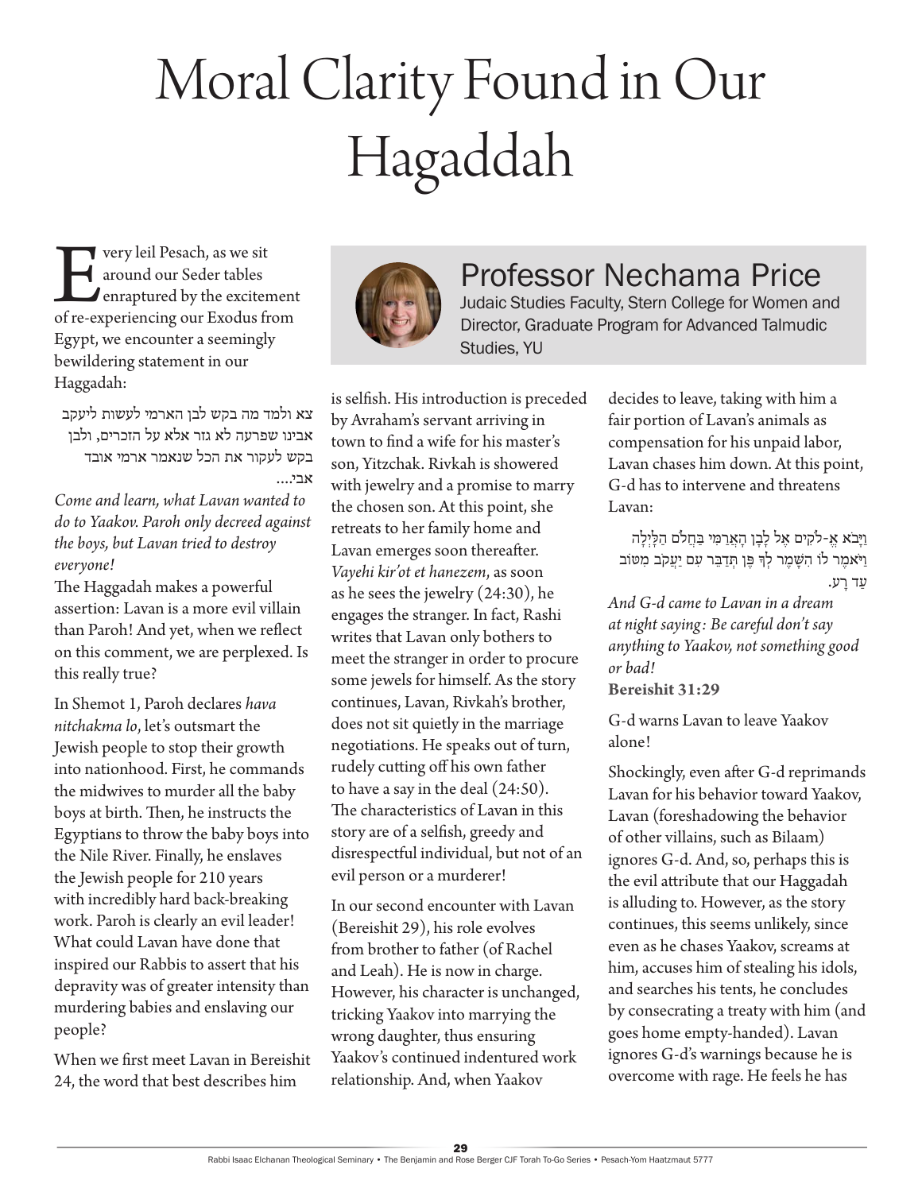# Moral Clarity Found in Our Hagaddah

## Professor Nechama Price

Judaic Studies Faculty, Stern College for Women and Director, Graduate Program for Advanced Talmudic Studies, YU

Every leil Pesach, as we sit around our Seder tables enraptured by the excitement of re-experiencing our Exodus from Egypt, we encounter a seemingly bewildering statement in our Haggadah:

צא ולמד מה בקש לבן הארמי לעשות ליעקב אבינו שפרעה לא גזר אלא על הזכרים, ולבן בקש לעקור את הכל שנאמר ארמי אובד אבי....

*Come and learn, what Lavan wanted to do to Yaakov. Paroh only decreed against the boys, but Lavan tried to destroy everyone!*

The Haggadah makes a powerful assertion: Lavan is a more evil villain than Paroh! And yet, when we reflect on this comment, we are perplexed. Is this really true?

In Shemot 1, Paroh declares *hava nitchakma lo*, let's outsmart the Jewish people to stop their growth into nationhood. First, he commands the midwives to murder all the baby boys at birth. Then, he instructs the Egyptians to throw the baby boys into the Nile River. Finally, he enslaves the Jewish people for 210 years with incredibly hard back-breaking work. Paroh is clearly an evil leader! What could Lavan have done that inspired our Rabbis to assert that his depravity was of greater intensity than murdering babies and enslaving our people?

When we first meet Lavan in Bereishit 24, the word that best describes him is selfish. His introduction is preceded by Avraham's servant arriving in town to find a wife for his master's son, Yitzchak. Rivkah is showered with jewelry and a promise to marry the chosen son. At this point, she retreats to her family home and Lavan emerges soon thereafter. *Vayehi kir'ot et hanezem*, as soon as he sees the jewelry (24:30), he engages the stranger. In fact, Rashi writes that Lavan only bothers to meet the stranger in order to procure some jewels for himself. As the story continues, Lavan, Rivkah's brother, does not sit quietly in the marriage negotiations. He speaks out of turn, rudely cutting off his own father to have a say in the deal (24:50). The characteristics of Lavan in this story are of a selfish, greedy and disrespectful individual, but not of an evil person or a murderer!

In our second encounter with Lavan (Bereishit 29), his role evolves from brother to father (of Rachel and Leah). He is now in charge. However, his character is unchanged, tricking Yaakov into marrying the wrong daughter, thus ensuring Yaakov's continued indentured work relationship. And, when Yaakov decides to leave, taking with him a fair portion of Lavan's animals as compensation for his unpaid labor, Lavan chases him down. At this point, G-d has to intervene and threatens Lavan:

וַיָּבֹא אֱ-לֹקִים אֶל לָבָן הָאֲרַמִּי בַּחֲלֹם הַלָּיְלָה וַיֹּאמֶר לוֹ הִשָּׁמֶר לְךָ פֶּן תְּדַבֵּר עִם יַעֲקֹב מִטּוֹב עַד רָע.

*And G-d came to Lavan in a dream at night saying: Be careful don't say anything to Yaakov, not something good or bad!*
**Bereishit 31:29**

G-d warns Lavan to leave Yaakov alone!

Shockingly, even after G-d reprimands Lavan for his behavior toward Yaakov, Lavan (foreshadowing the behavior of other villains, such as Bilaam) ignores G-d. And, so, perhaps this is the evil attribute that our Haggadah is alluding to. However, as the story continues, this seems unlikely, since even as he chases Yaakov, screams at him, accuses him of stealing his idols, and searches his tents, he concludes by consecrating a treaty with him (and goes home empty-handed). Lavan ignores G-d's warnings because he is overcome with rage. He feels he has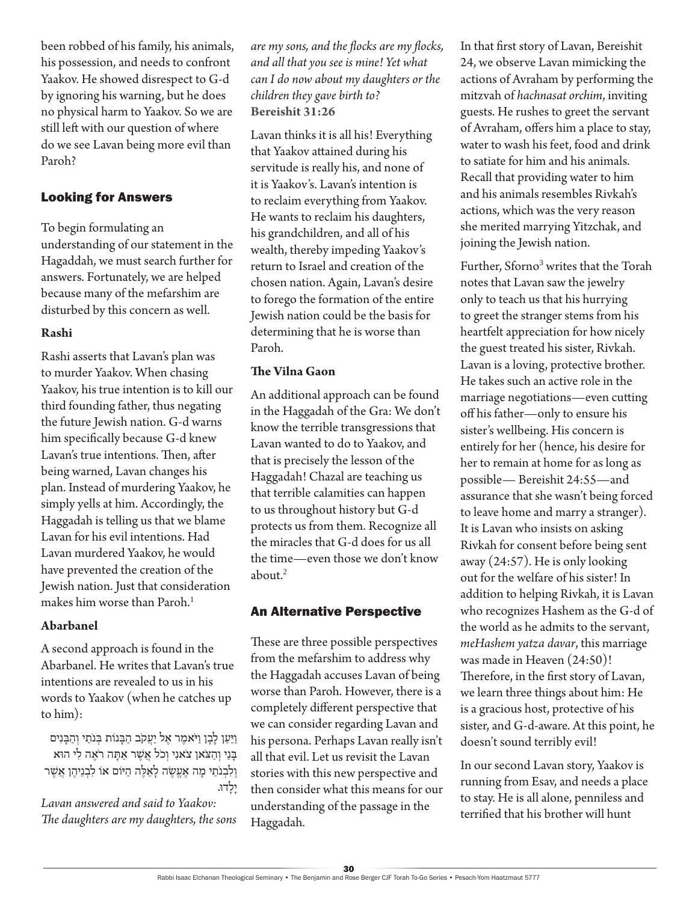been robbed of his family, his animals, his possession, and needs to confront Yaakov. He showed disrespect to G-d by ignoring his warning, but he does no physical harm to Yaakov. So we are still left with our question of where do we see Lavan being more evil than Paroh?

## Looking for Answers

To begin formulating an understanding of our statement in the Hagaddah, we must search further for answers. Fortunately, we are helped because many of the mefarshim are disturbed by this concern as well.

### Rashi

Rashi asserts that Lavan's plan was to murder Yaakov. When chasing Yaakov, his true intention is to kill our third founding father, thus negating the future Jewish nation. G-d warns him specifically because G-d knew Lavan's true intentions. Then, after being warned, Lavan changes his plan. Instead of murdering Yaakov, he simply yells at him. Accordingly, the Haggadah is telling us that we blame Lavan for his evil intentions. Had Lavan murdered Yaakov, he would have prevented the creation of the Jewish nation. Just that consideration makes him worse than Paroh.[1]

### Abarbanel

A second approach is found in the Abarbanel. He writes that Lavan's true intentions are revealed to us in his words to Yaakov (when he catches up to him):

וַיַּעַן לָבָן וַיֹּאמֶר אֶל יַעֲקֹב הַבָּנוֹת בְּנֹתַי וְהַבָּנִים בָּנַי וְהַצֹּאן צֹאנִי וְכֹל אֲשֶׁר אַתָּה רֹאֶה לִי הוּא וְלִבְנֹתַי מָה אֶעֱשֶׂה לָאֵלֶּה הַיּוֹם אוֹ לִבְנֵיהֶן אֲשֶׁר יָלָדוּ.

*Lavan answered and said to Yaakov: The daughters are my daughters, the sons are my sons, and the flocks are my flocks, and all that you see is mine! Yet what can I do now about my daughters or the children they gave birth to?*
**Bereishit 31:26**

Lavan thinks it is all his! Everything that Yaakov attained during his servitude is really his, and none of it is Yaakov's. Lavan's intention is to reclaim everything from Yaakov. He wants to reclaim his daughters, his grandchildren, and all of his wealth, thereby impeding Yaakov's return to Israel and creation of the chosen nation. Again, Lavan's desire to forego the formation of the entire Jewish nation could be the basis for determining that he is worse than Paroh.

### The Vilna Gaon

An additional approach can be found in the Haggadah of the Gra: We don't know the terrible transgressions that Lavan wanted to do to Yaakov, and that is precisely the lesson of the Haggadah! Chazal are teaching us that terrible calamities can happen to us throughout history but G-d protects us from them. Recognize all the miracles that G-d does for us all the time—even those we don't know about.[2]

## An Alternative Perspective

These are three possible perspectives from the mefarshim to address why the Haggadah accuses Lavan of being worse than Paroh. However, there is a completely different perspective that we can consider regarding Lavan and his persona. Perhaps Lavan really isn't all that evil. Let us revisit the Lavan stories with this new perspective and then consider what this means for our understanding of the passage in the Haggadah.

In that first story of Lavan, Bereishit 24, we observe Lavan mimicking the actions of Avraham by performing the mitzvah of *hachnasat orchim*, inviting guests. He rushes to greet the servant of Avraham, offers him a place to stay, water to wash his feet, food and drink to satiate for him and his animals. Recall that providing water to him and his animals resembles Rivkah's actions, which was the very reason she merited marrying Yitzchak, and joining the Jewish nation.

Further, Sforno[3] writes that the Torah notes that Lavan saw the jewelry only to teach us that his hurrying to greet the stranger stems from his heartfelt appreciation for how nicely the guest treated his sister, Rivkah. Lavan is a loving, protective brother. He takes such an active role in the marriage negotiations—even cutting off his father—only to ensure his sister's wellbeing. His concern is entirely for her (hence, his desire for her to remain at home for as long as possible— Bereishit 24:55—and assurance that she wasn't being forced to leave home and marry a stranger). It is Lavan who insists on asking Rivkah for consent before being sent away (24:57). He is only looking out for the welfare of his sister! In addition to helping Rivkah, it is Lavan who recognizes Hashem as the G-d of the world as he admits to the servant, *meHashem yatza davar*, this marriage was made in Heaven (24:50)! Therefore, in the first story of Lavan, we learn three things about him: He is a gracious host, protective of his sister, and G-d-aware. At this point, he doesn't sound terribly evil!

In our second Lavan story, Yaakov is running from Esav, and needs a place to stay. He is all alone, penniless and terrified that his brother will hunt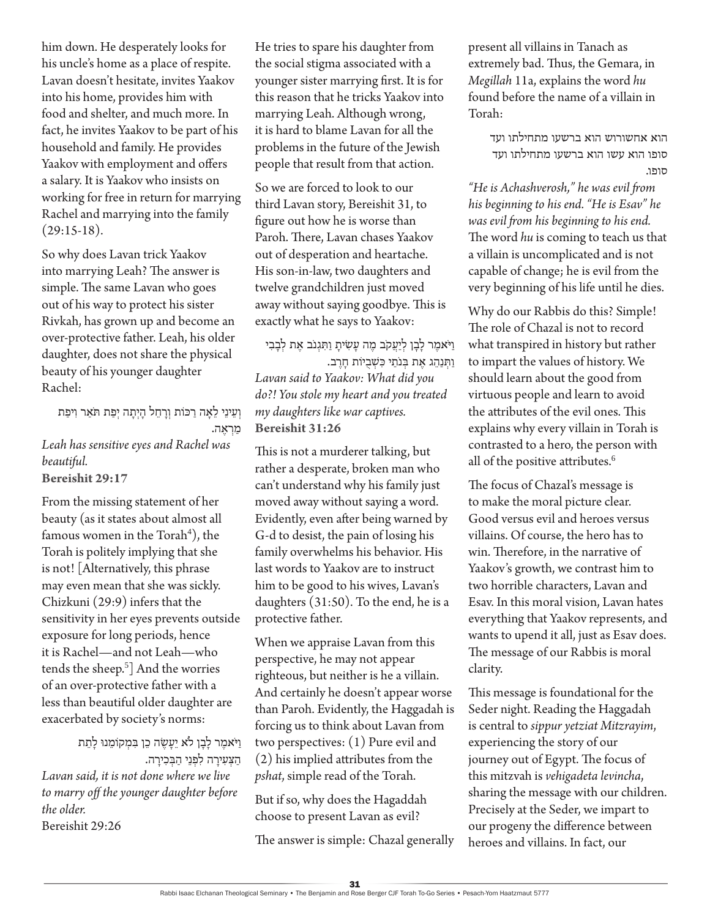him down. He desperately looks for his uncle's home as a place of respite. Lavan doesn't hesitate, invites Yaakov into his home, provides him with food and shelter, and much more. In fact, he invites Yaakov to be part of his household and family. He provides Yaakov with employment and offers a salary. It is Yaakov who insists on working for free in return for marrying Rachel and marrying into the family (29:15-18).

So why does Lavan trick Yaakov into marrying Leah? The answer is simple. The same Lavan who goes out of his way to protect his sister Rivkah, has grown up and become an over-protective father. Leah, his older daughter, does not share the physical beauty of his younger daughter Rachel:

> וְעֵינֵי לֵאָה רַכּוֹת וְרָחֵל הָיְתָה יְפַת תֹּאַר וִיפַת מַרְאֶה.
>
> *Leah has sensitive eyes and Rachel was beautiful.*
>
> **Bereishit 29:17**

From the missing statement of her beauty (as it states about almost all famous women in the Torah[4]), the Torah is politely implying that she is not! [Alternatively, this phrase may even mean that she was sickly. Chizkuni (29:9) infers that the sensitivity in her eyes prevents outside exposure for long periods, hence it is Rachel—and not Leah—who tends the sheep.[5]] And the worries of an over-protective father with a less than beautiful older daughter are exacerbated by society's norms:

> וַיֹּאמֶר לָבָן לֹא יֵעָשֶׂה כֵן בִּמְקוֹמֵנוּ לָתֵת הַצְּעִירָה לִפְנֵי הַבְּכִירָה.
>
> *Lavan said, it is not done where we live to marry off the younger daughter before the older.*
>
> Bereishit 29:26

He tries to spare his daughter from the social stigma associated with a younger sister marrying first. It is for this reason that he tricks Yaakov into marrying Leah. Although wrong, it is hard to blame Lavan for all the problems in the future of the Jewish people that result from that action.

So we are forced to look to our third Lavan story, Bereishit 31, to figure out how he is worse than Paroh. There, Lavan chases Yaakov out of desperation and heartache. His son-in-law, two daughters and twelve grandchildren just moved away without saying goodbye. This is exactly what he says to Yaakov:

> וַיֹּאמֶר לָבָן לְיַעֲקֹב מֶה עָשִׂיתָ וַתִּגְנֹב אֶת לְבָבִי וַתְּנַהֵג אֶת בְּנֹתַי כִּשְׁבֻיוֹת חָרֶב.
>
> *Lavan said to Yaakov: What did you do?! You stole my heart and you treated my daughters like war captives.*
>
> **Bereishit 31:26**

This is not a murderer talking, but rather a desperate, broken man who can't understand why his family just moved away without saying a word. Evidently, even after being warned by G-d to desist, the pain of losing his family overwhelms his behavior. His last words to Yaakov are to instruct him to be good to his wives, Lavan's daughters (31:50). To the end, he is a protective father.

When we appraise Lavan from this perspective, he may not appear righteous, but neither is he a villain. And certainly he doesn't appear worse than Paroh. Evidently, the Haggadah is forcing us to think about Lavan from two perspectives: (1) Pure evil and (2) his implied attributes from the *pshat*, simple read of the Torah.

But if so, why does the Hagaddah choose to present Lavan as evil?

The answer is simple: Chazal generally present all villains in Tanach as extremely bad. Thus, the Gemara, in *Megillah* 11a, explains the word *hu* found before the name of a villain in Torah:

> הוא אחשורוש הוא ברשעו מתחילתו ועד סופו הוא עשו הוא ברשעו מתחילתו ועד סופו.
>
> *"He is Achashverosh," he was evil from his beginning to his end. "He is Esav" he was evil from his beginning to his end.*

The word *hu* is coming to teach us that a villain is uncomplicated and is not capable of change; he is evil from the very beginning of his life until he dies.

Why do our Rabbis do this? Simple! The role of Chazal is not to record what transpired in history but rather to impart the values of history. We should learn about the good from virtuous people and learn to avoid the attributes of the evil ones. This explains why every villain in Torah is contrasted to a hero, the person with all of the positive attributes.[6]

The focus of Chazal's message is to make the moral picture clear. Good versus evil and heroes versus villains. Of course, the hero has to win. Therefore, in the narrative of Yaakov's growth, we contrast him to two horrible characters, Lavan and Esav. In this moral vision, Lavan hates everything that Yaakov represents, and wants to upend it all, just as Esav does. The message of our Rabbis is moral clarity.

This message is foundational for the Seder night. Reading the Haggadah is central to *sippur yetziat Mitzrayim*, experiencing the story of our journey out of Egypt. The focus of this mitzvah is *vehigadeta levincha*, sharing the message with our children. Precisely at the Seder, we impart to our progeny the difference between heroes and villains. In fact, our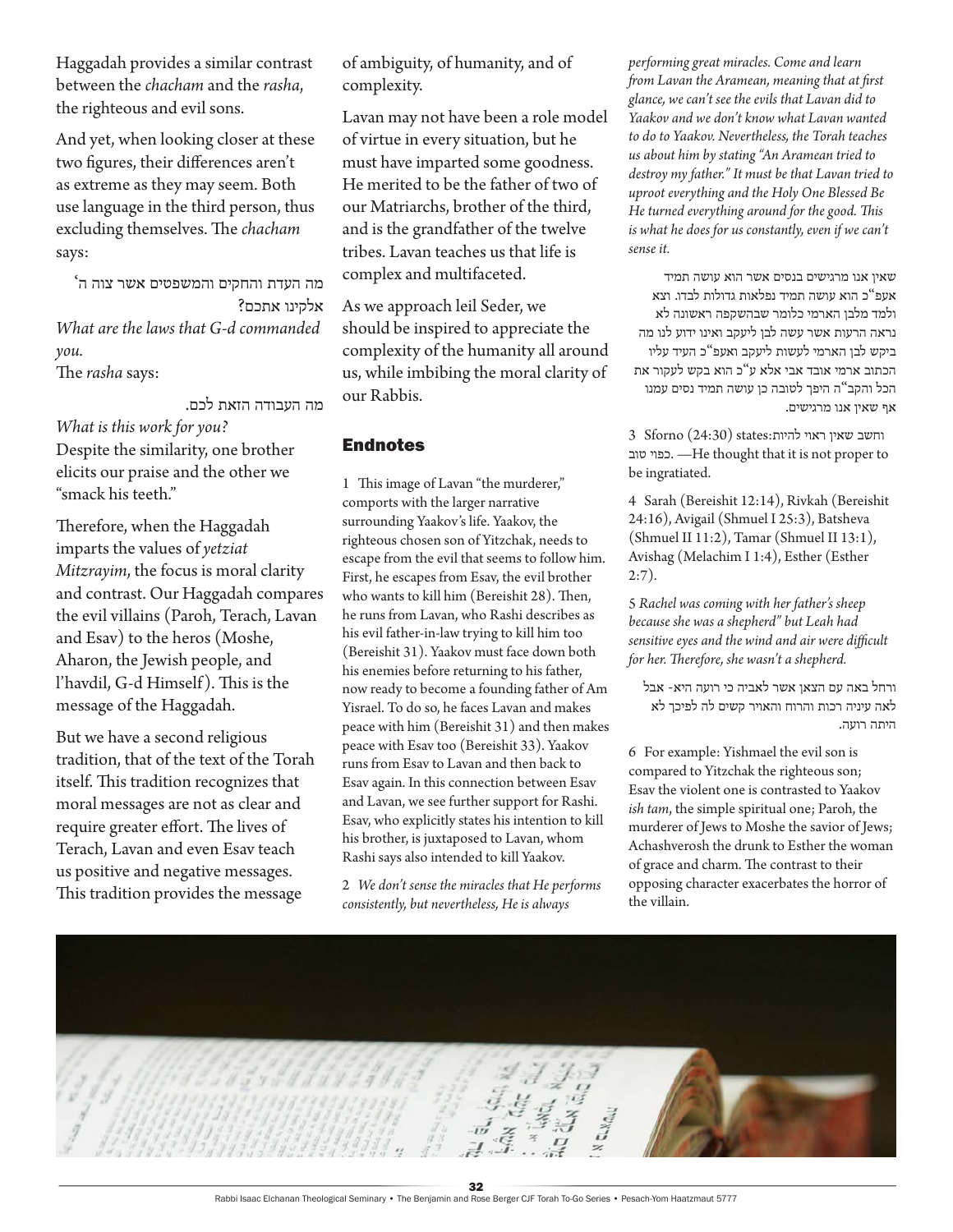Haggadah provides a similar contrast between the *chacham* and the *rasha*, the righteous and evil sons.

And yet, when looking closer at these two figures, their differences aren't as extreme as they may seem. Both use language in the third person, thus excluding themselves. The *chacham* says:

מה העדת והחקים והמשפטים אשר צוה ה' אלקינו אתכם?

*What are the laws that G-d commanded you.*

The *rasha* says:

מה העבודה הזאת לכם.

*What is this work for you?*

Despite the similarity, one brother elicits our praise and the other we "smack his teeth."

Therefore, when the Haggadah imparts the values of *yetziat Mitzrayim*, the focus is moral clarity and contrast. Our Haggadah compares the evil villains (Paroh, Terach, Lavan and Esav) to the heros (Moshe, Aharon, the Jewish people, and l'havdil, G-d Himself). This is the message of the Haggadah.

But we have a second religious tradition, that of the text of the Torah itself. This tradition recognizes that moral messages are not as clear and require greater effort. The lives of Terach, Lavan and even Esav teach us positive and negative messages. This tradition provides the message of ambiguity, of humanity, and of complexity.

Lavan may not have been a role model of virtue in every situation, but he must have imparted some goodness. He merited to be the father of two of our Matriarchs, brother of the third, and is the grandfather of the twelve tribes. Lavan teaches us that life is complex and multifaceted.

As we approach leil Seder, we should be inspired to appreciate the complexity of the humanity all around us, while imbibing the moral clarity of our Rabbis.

## Endnotes

1 This image of Lavan "the murderer," comports with the larger narrative surrounding Yaakov's life. Yaakov, the righteous chosen son of Yitzchak, needs to escape from the evil that seems to follow him. First, he escapes from Esav, the evil brother who wants to kill him (Bereishit 28). Then, he runs from Lavan, who Rashi describes as his evil father-in-law trying to kill him too (Bereishit 31). Yaakov must face down both his enemies before returning to his father, now ready to become a founding father of Am Yisrael. To do so, he faces Lavan and makes peace with him (Bereishit 31) and then makes peace with Esav too (Bereishit 33). Yaakov runs from Esav to Lavan and then back to Esav again. In this connection between Esav and Lavan, we see further support for Rashi. Esav, who explicitly states his intention to kill his brother, is juxtaposed to Lavan, whom Rashi says also intended to kill Yaakov.

2 *We don't sense the miracles that He performs consistently, but nevertheless, He is always performing great miracles. Come and learn from Lavan the Aramean, meaning that at first glance, we can't see the evils that Lavan did to Yaakov and we don't know what Lavan wanted to do to Yaakov. Nevertheless, the Torah teaches us about him by stating "An Aramean tried to destroy my father." It must be that Lavan tried to uproot everything and the Holy One Blessed Be He turned everything around for the good. This is what he does for us constantly, even if we can't sense it.*

שאין אנו מרגישים בנסים אשר הוא עושה תמיד אעפ"כ הוא עושה תמיד נפלאות גדולות לבדו. וצא ולמד מלבן הארמי כלומר שבהשקפה ראשונה לא נראה הרעות אשר עשה לבן ליעקב ואינו ידוע לנו מה ביקש לבן הארמי לעשות ליעקב ואעפ"כ העיד עליו הכתוב ארמי אובד אבי אלא ע"כ הוא בקש לעקור את הכל והקב"ה היפך לטובה כן עושה תמיד נסים עמנו אף שאין אנו מרגישים.

3 Sforno (24:30) states: וחשב שאין ראוי להיות כפוי טוב. —He thought that it is not proper to be ingratiated.

4 Sarah (Bereishit 12:14), Rivkah (Bereishit 24:16), Avigail (Shmuel I 25:3), Batsheva (Shmuel II 11:2), Tamar (Shmuel II 13:1), Avishag (Melachim I 1:4), Esther (Esther 2:7).

5 *Rachel was coming with her father's sheep because she was a shepherd" but Leah had sensitive eyes and the wind and air were difficult for her. Therefore, she wasn't a shepherd.*

ורחל באה עם הצאן אשר לאביה כי רועה היא- אבל לאה עיניה רכות והרוח והאויר קשים לה לפיכך לא היתה רועה.

6 For example: Yishmael the evil son is compared to Yitzchak the righteous son; Esav the violent one is contrasted to Yaakov *ish tam*, the simple spiritual one; Paroh, the murderer of Jews to Moshe the savior of Jews; Achashverosh the drunk to Esther the woman of grace and charm. The contrast to their opposing character exacerbates the horror of the villain.